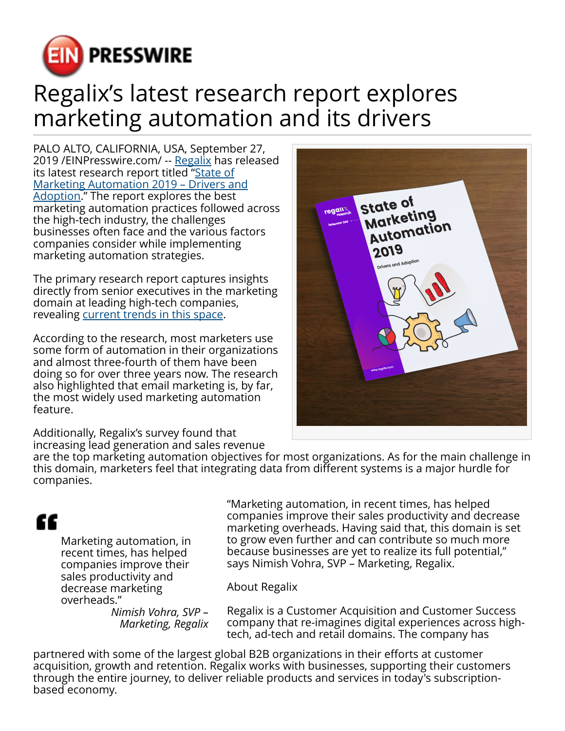# Regalix's latest research report explores marketing automation and its drivers

PALO ALTO, CALIFORNIA, USA, September 27, 2019 /EINPresswire.com/ -- Regalix has released its latest research report titled "State of Marketing Automation 2019 – Drivers and Adoption." The report explores the best marketing automation practices followed across the high-tech industry, the challenges businesses often face and the various factors companies consider while implementing marketing automation strategies.

The primary research report captures insights directly from senior executives in the marketing domain at leading high-tech companies, revealing current trends in this space.

According to the research, most marketers use some form of automation in their organizations and almost three-fourth of them have been doing so for over three years now. The research also highlighted that email marketing is, by far, the most widely used marketing automation feature.

Additionally, Regalix's survey found that increasing lead generation and sales revenue are the top marketing automation objectives for most organizations. As for the main challenge in this domain, marketers feel that integrating data from different systems is a major hurdle for companies.

> Marketing automation, in recent times, has helped companies improve their sales productivity and decrease marketing overheads."
>
> *Nimish Vohra, SVP – Marketing, Regalix*

"Marketing automation, in recent times, has helped companies improve their sales productivity and decrease marketing overheads. Having said that, this domain is set to grow even further and can contribute so much more because businesses are yet to realize its full potential," says Nimish Vohra, SVP – Marketing, Regalix.

About Regalix

Regalix is a Customer Acquisition and Customer Success company that re-imagines digital experiences across high-tech, ad-tech and retail domains. The company has partnered with some of the largest global B2B organizations in their efforts at customer acquisition, growth and retention. Regalix works with businesses, supporting their customers through the entire journey, to deliver reliable products and services in today's subscription-based economy.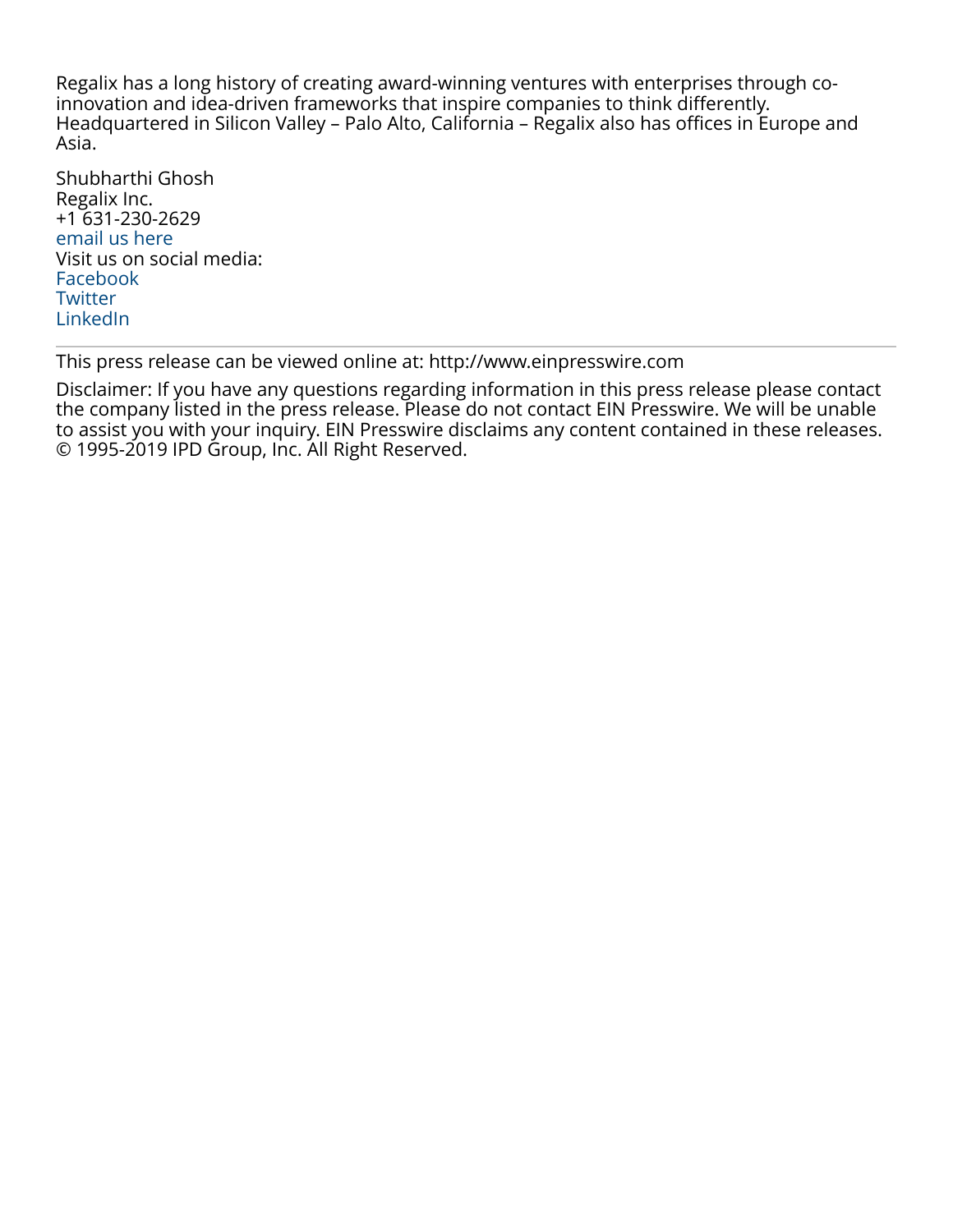Regalix has a long history of creating award-winning ventures with enterprises through co-innovation and idea-driven frameworks that inspire companies to think differently. Headquartered in Silicon Valley – Palo Alto, California – Regalix also has offices in Europe and Asia.

Shubharthi Ghosh
Regalix Inc.
+1 631-230-2629
email us here
Visit us on social media:
Facebook
Twitter
LinkedIn

---

This press release can be viewed online at: http://www.einpresswire.com

Disclaimer: If you have any questions regarding information in this press release please contact the company listed in the press release. Please do not contact EIN Presswire. We will be unable to assist you with your inquiry. EIN Presswire disclaims any content contained in these releases. © 1995-2019 IPD Group, Inc. All Right Reserved.